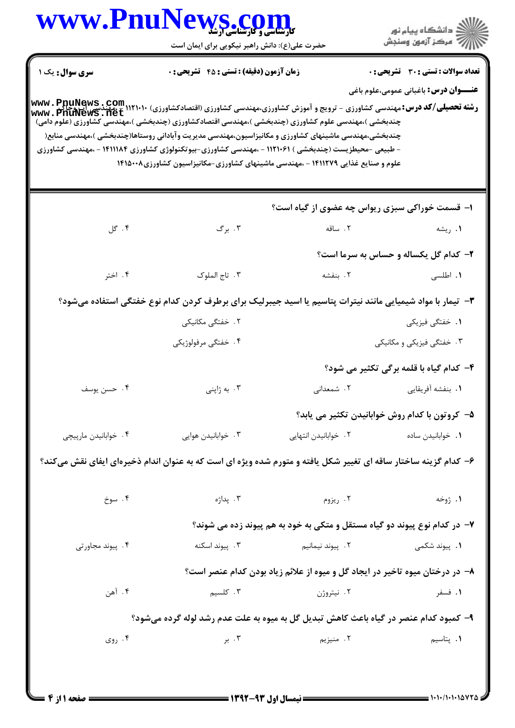**سری سوال:** یک ۱

**زمان آزمون (دقیقه) : تستی : ۴۵ تشریحی : ۰**

**تعداد سوالات : تستی : ۳۰ تشریحی : ۰**

**عنـــوان درس:** باغبانی عمومی،علوم باغی

**رشته تحصیلی/کد درس:** مهندسی کشاورزی - ترویج و آموزش کشاورزی،مهندسی کشاورزی (اقتصادکشاورزی) ۱۱۲۱۰۱۰ - ،مهندسی آب وخاک چندبخشی )،مهندسی علوم کشاورزی (چندبخشی )،مهندسی اقتصادکشاورزی (چندبخشی )،مهندسی کشاورزی (علوم دامی) چندبخشی،مهندسی ماشینهای کشاورزی و مکانیزاسیون،مهندسی مدیریت وآبادانی روستاها(چندبخشی )،مهندسی منابع( - طبیعی -محیطزیست (چندبخشی ) ۱۱۲۱۰۶۱ - ،مهندسی کشاورزی-بیوتکنولوژی کشاورزی ۱۴۱۱۱۸۴ - ،مهندسی کشاورزی علوم و صنایع غذایی ۱۴۱۱۲۷۹ - ،مهندسی ماشینهای کشاورزی-مکانیزاسیون کشاورزی۱۴۱۵۰۰۸

۱- قسمت خوراکی سبزی ریواس چه عضوی از گیاه است؟

۱. ریشه ۲. ساقه ۳. برگ ۴. گل

۲- کدام گل یکساله و حساس به سرما است؟

۱. اطلسی ۲. بنفشه ۳. تاج الملوک ۴. اختر

۳- تیمار با مواد شیمیایی مانند نیترات پتاسیم یا اسید جیبرلیک برای برطرف کردن کدام نوع خفتگی استفاده می‌شود؟

۱. خفتگی فیزیکی ۲. خفتگی مکانیکی ۳. خفتگی فیزیکی و مکانیکی ۴. خفتگی مرفولوژیکی

۴- کدام گیاه با قلمه برگی تکثیر می شود؟

۱. بنفشه آفریقایی ۲. شمعدانی ۳. به ژاپنی ۴. حسن یوسف

۵- کروتون با کدام روش خوابانیدن تکثیر می یابد؟

۱. خوابانیدن ساده ۲. خوابانیدن انتهایی ۳. خوابانیدن هوایی ۴. خوابانیدن مارپیچی

۶- کدام گزینه ساختار ساقه ای تغییر شکل یافته و متورم شده ویژه ای است که به عنوان اندام ذخیره‌ای ایفای نقش می‌کند؟

۱. ژوخه ۲. ریزوم ۳. پداژه ۴. سوخ

۷- در کدام نوع پیوند دو گیاه مستقل و متکی به خود به هم پیوند زده می شوند؟

۱. پیوند شکمی ۲. پیوند نیمانیم ۳. پیوند اسکنه ۴. پیوند مجاورتی

۸- در درختان میوه تاخیر در ایجاد گل و میوه از علائم زیاد بودن کدام عنصر است؟

۱. فسفر ۲. نیتروژن ۳. کلسیم ۴. آهن

۹- کمبود کدام عنصر در گیاه باعث کاهش تبدیل گل به میوه به علت عدم رشد لوله گرده می‌شود؟

۱. پتاسیم ۲. منیزیم ۳. بر ۴. روی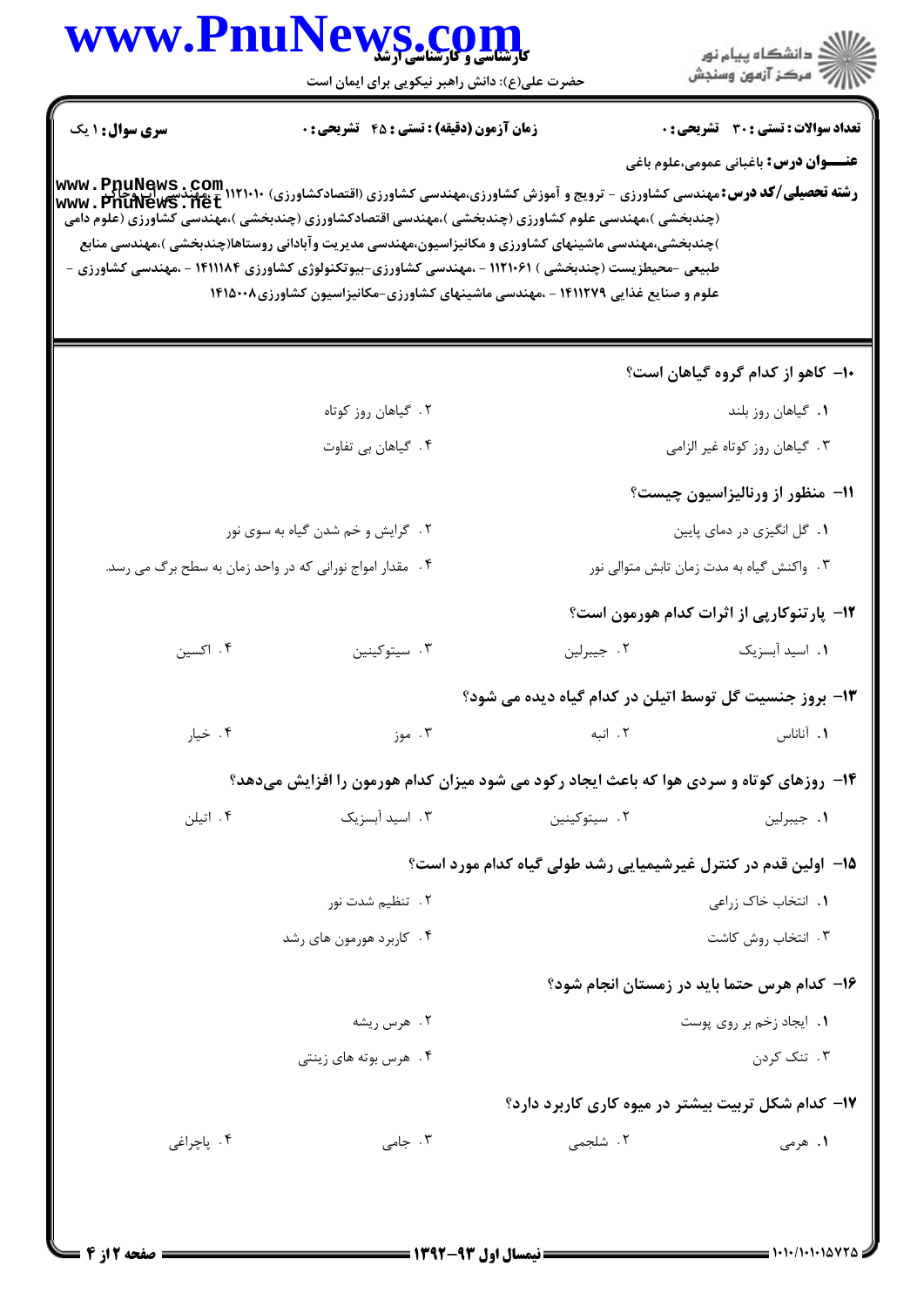**سری سوال:** ۱ یک

**زمان آزمون (دقیقه) : تستی : ۴۵ تشریحی : ۰**

**تعداد سوالات : تستی : ۳۰ تشریحی : ۰**

**عنـــوان درس:** باغبانی عمومی،علوم باغی

**رشته تحصیلی/کد درس:** مهندسی کشاورزی - ترویج و آموزش کشاورزی،مهندسی کشاورزی (اقتصادکشاورزی) ۱۱۲۱۰۱۰ - مهندسی آب وخاک (چندبخشی )،مهندسی علوم کشاورزی (چندبخشی )،مهندسی اقتصادکشاورزی (چندبخشی )،مهندسی کشاورزی (علوم دامی )چندبخشی،مهندسی ماشینهای کشاورزی و مکانیزاسیون،مهندسی مدیریت وآبادانی روستاها(چندبخشی )،مهندسی منابع طبیعی -محیطزیست (چندبخشی ) ۱۱۲۱۰۶۱ - ،مهندسی کشاورزی-بیوتکنولوژی کشاورزی ۱۴۱۱۱۸۴ - ،مهندسی کشاورزی - علوم و صنایع غذایی ۱۴۱۱۲۷۹ - ،مهندسی ماشینهای کشاورزی-مکانیزاسیون کشاورزی۱۴۱۵۰۰۸

**۱۰- کاهو از کدام گروه گیاهان است؟**

۱. گیاهان روز بلند
۲. گیاهان روز کوتاه
۳. گیاهان روز کوتاه غیر الزامی
۴. گیاهان بی تفاوت

**۱۱- منظور از ورنالیزاسیون چیست؟**

۱. گل انگیزی در دمای پایین
۲. گرایش و خم شدن گیاه به سوی نور
۳. واکنش گیاه به مدت زمان تابش متوالی نور
۴. مقدار امواج نورانی که در واحد زمان به سطح برگ می رسد.

**۱۲- پارتنوکارپی از اثرات کدام هورمون است؟**

۱. اسید آبسزیک
۲. جیبرلین
۳. سیتوکینین
۴. اکسین

**۱۳- بروز جنسیت گل توسط اتیلن در کدام گیاه دیده می شود؟**

۱. آناناس
۲. انبه
۳. موز
۴. خیار

**۱۴- روزهای کوتاه و سردی هوا که باعث ایجاد رکود می شود میزان کدام هورمون را افزایش میدهد؟**

۱. جیبرلین
۲. سیتوکینین
۳. اسید آبسزیک
۴. اتیلن

**۱۵- اولین قدم در کنترل غیرشیمیایی رشد طولی گیاه کدام مورد است؟**

۱. انتخاب خاک زراعی
۲. تنظیم شدت نور
۳. انتخاب روش کاشت
۴. کاربرد هورمون های رشد

**۱۶- کدام هرس حتما باید در زمستان انجام شود؟**

۱. ایجاد زخم بر روی پوست
۲. هرس ریشه
۳. تنک کردن
۴. هرس بوته های زینتی

**۱۷- کدام شکل تربیت بیشتر در میوه کاری کاربرد دارد؟**

۱. هرمی
۲. شلجمی
۳. جامی
۴. پاچراغی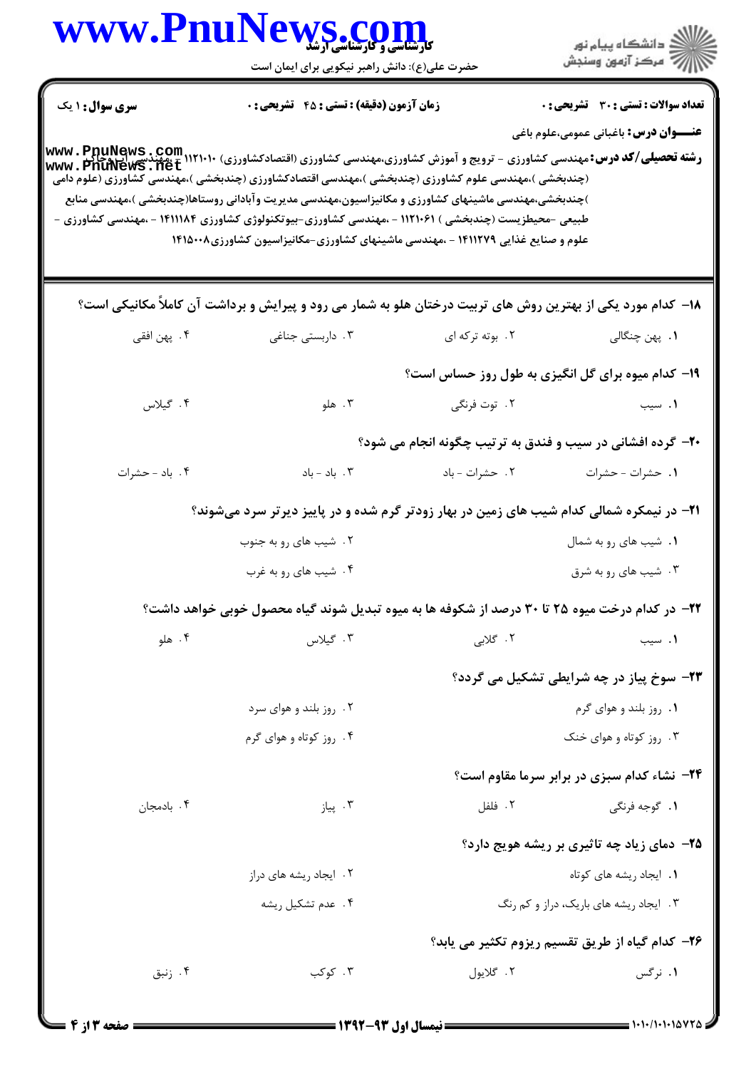**سری سوال:** ۱ یک | **زمان آزمون (دقیقه) : تستی : ۴۵ تشریحی : ۰** | **تعداد سوالات : تستی : ۳۰ تشریحی : ۰**

**عنـــوان درس:** باغبانی عمومی،علوم باغی

**رشته تحصیلی/کد درس:** مهندسی کشاورزی - ترویج و آموزش کشاورزی،مهندسی کشاورزی (اقتصادکشاورزی) ۱۱۲۱۰۱۰ - ،مهندسی آب وخاک (چندبخشی )،مهندسی علوم کشاورزی (چندبخشی )،مهندسی اقتصادکشاورزی (چندبخشی )،مهندسی کشاورزی (علوم دامی )چندبخشی،مهندسی ماشینهای کشاورزی و مکانیزاسیون،مهندسی مدیریت وآبادانی روستاها(چندبخشی )،مهندسی منابع طبیعی -محیطزیست (چندبخشی ) ۱۱۲۱۰۶۱ - ،مهندسی کشاورزی-بیوتکنولوژی کشاورزی ۱۴۱۱۱۸۴ - ،مهندسی کشاورزی - علوم و صنایع غذایی ۱۴۱۱۲۷۹ - ،مهندسی ماشینهای کشاورزی-مکانیزاسیون کشاورزی۱۴۱۵۰۰۸

**۱۸- کدام مورد یکی از بهترین روش های تربیت درختان هلو به شمار می رود و پیرایش و برداشت آن کاملاً مکانیکی است؟**

۱. پهن چنگالی
۲. بوته ترکه ای
۳. داربستی جناغی
۴. پهن افقی

**۱۹- کدام میوه برای گل انگیزی به طول روز حساس است؟**

۱. سیب
۲. توت فرنگی
۳. هلو
۴. گیلاس

**۲۰- گرده افشانی در سیب و فندق به ترتیب چگونه انجام می شود؟**

۱. حشرات - حشرات
۲. حشرات - باد
۳. باد - باد
۴. باد - حشرات

**۲۱- در نیمکره شمالی کدام شیب های زمین در بهار زودتر گرم شده و در پاییز دیرتر سرد می‌شوند؟**

۱. شیب های رو به شمال
۲. شیب های رو به جنوب
۳. شیب های رو به شرق
۴. شیب های رو به غرب

**۲۲- در کدام درخت میوه ۲۵ تا ۳۰ درصد از شکوفه ها به میوه تبدیل شوند گیاه محصول خوبی خواهد داشت؟**

۱. سیب
۲. گلابی
۳. گیلاس
۴. هلو

**۲۳- سوخ پیاز در چه شرایطی تشکیل می گردد؟**

۱. روز بلند و هوای گرم
۲. روز بلند و هوای سرد
۳. روز کوتاه و هوای خنک
۴. روز کوتاه و هوای گرم

**۲۴- نشاء کدام سبزی در برابر سرما مقاوم است؟**

۱. گوجه فرنگی
۲. فلفل
۳. پیاز
۴. بادمجان

**۲۵- دمای زیاد چه تاثیری بر ریشه هویج دارد؟**

۱. ایجاد ریشه های کوتاه
۲. ایجاد ریشه های دراز
۳. ایجاد ریشه های باریک، دراز و کم رنگ
۴. عدم تشکیل ریشه

**۲۶- کدام گیاه از طریق تقسیم ریزوم تکثیر می یابد؟**

۱. نرگس
۲. گلایول
۳. کوکب
۴. زنبق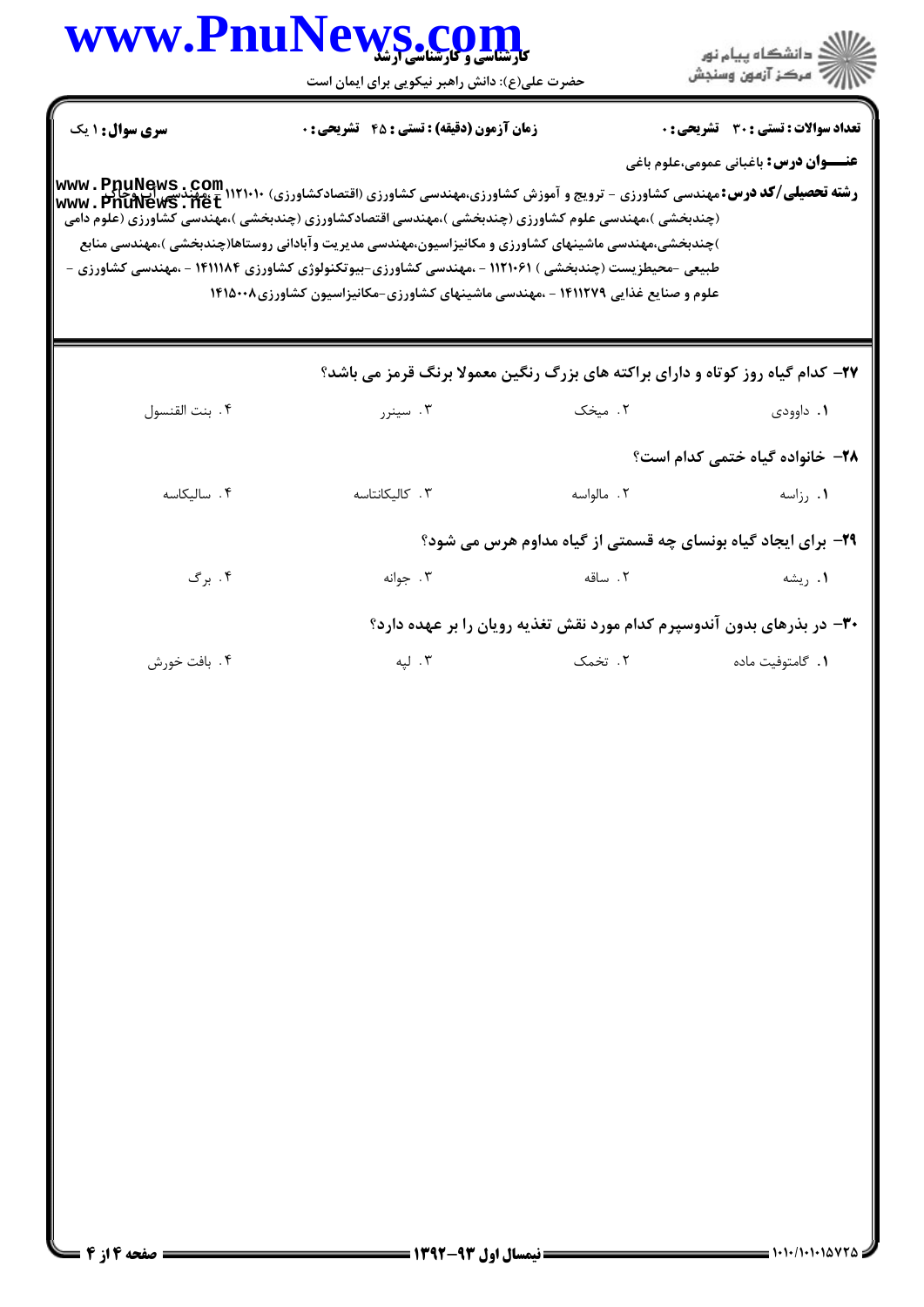**سری سوال:** ۱ یک

**زمان آزمون (دقیقه) : تستی : ۴۵ تشریحی : ۰**

**تعداد سوالات : تستی : ۳۰ تشریحی : ۰**

**عنـــوان درس:** باغبانی عمومی،علوم باغی

**رشته تحصیلی/کد درس:** مهندسی کشاورزی - ترویج و آموزش کشاورزی،مهندسی کشاورزی (اقتصادکشاورزی) ۱۱۲۱۰۱۰ - ،مهندسی آب وخاک (چندبخشی )،مهندسی علوم کشاورزی (چندبخشی )،مهندسی اقتصادکشاورزی (چندبخشی )،مهندسی کشاورزی (علوم دامی )چندبخشی،مهندسی ماشینهای کشاورزی و مکانیزاسیون،مهندسی مدیریت وآبادانی روستاها(چندبخشی )،مهندسی منابع طبیعی -محیطزیست (چندبخشی ) ۱۱۲۱۰۶۱ - ،مهندسی کشاورزی-بیوتکنولوژی کشاورزی ۱۴۱۱۱۸۴ - ،مهندسی کشاورزی - علوم و صنایع غذایی ۱۴۱۱۲۷۹ - ،مهندسی ماشینهای کشاورزی-مکانیزاسیون کشاورزی۱۴۱۵۰۰۸

---

**۲۷- کدام گیاه روز کوتاه و دارای براکته های بزرگ رنگین معمولا برنگ قرمز می باشد؟**

۱. داوودی
۲. میخک
۳. سینرر
۴. بنت القنسول

**۲۸- خانواده گیاه ختمی کدام است؟**

۱. رزاسه
۲. مالواسه
۳. کالیکانتاسه
۴. سالیکاسه

**۲۹- برای ایجاد گیاه بونسای چه قسمتی از گیاه مداوم هرس می شود؟**

۱. ریشه
۲. ساقه
۳. جوانه
۴. برگ

**۳۰- در بذرهای بدون آندوسپرم کدام مورد نقش تغذیه رویان را بر عهده دارد؟**

۱. گامتوفیت ماده
۲. تخمک
۳. لپه
۴. بافت خورش